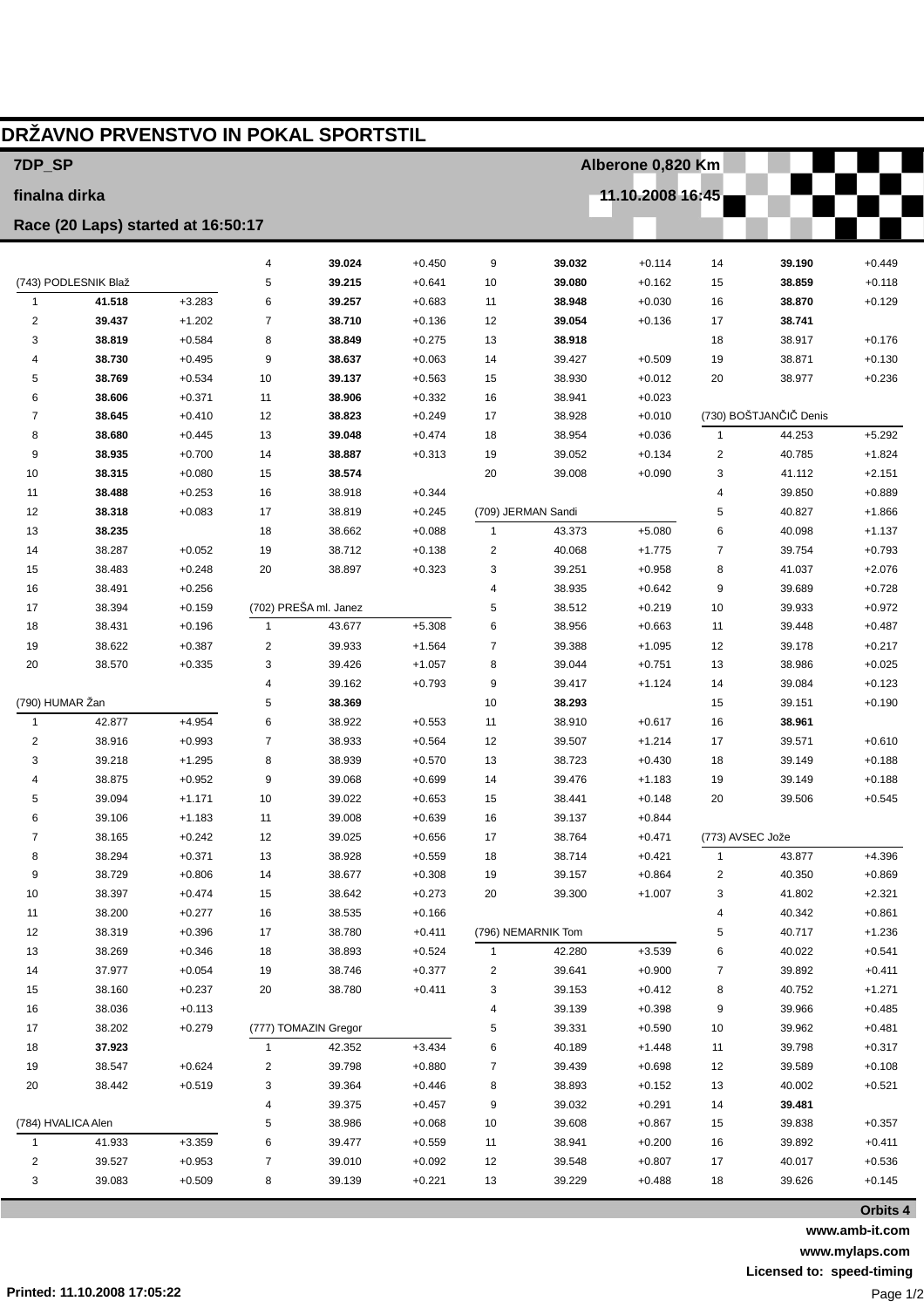# DRŽAVNO PRVENSTVO IN POKAL SPORTSTIL

**7DP_SP** — Alberone 0,820 Km

**finalna dirka** — 11.10.2008 16:45

**Race (20 Laps) started at 16:50:17**

### (743) PODLESNIK Blaž

| Lap | Time | Diff |
|---|---|---|
| 1 | **41.518** | +3.283 |
| 2 | **39.437** | +1.202 |
| 3 | **38.819** | +0.584 |
| 4 | **38.730** | +0.495 |
| 5 | **38.769** | +0.534 |
| 6 | **38.606** | +0.371 |
| 7 | **38.645** | +0.410 |
| 8 | **38.680** | +0.445 |
| 9 | **38.935** | +0.700 |
| 10 | **38.315** | +0.080 |
| 11 | **38.488** | +0.253 |
| 12 | **38.318** | +0.083 |
| 13 | **38.235** | |
| 14 | 38.287 | +0.052 |
| 15 | 38.483 | +0.248 |
| 16 | 38.491 | +0.256 |
| 17 | 38.394 | +0.159 |
| 18 | 38.431 | +0.196 |
| 19 | 38.622 | +0.387 |
| 20 | 38.570 | +0.335 |

### (790) HUMAR Žan

| Lap | Time | Diff |
|---|---|---|
| 1 | 42.877 | +4.954 |
| 2 | 38.916 | +0.993 |
| 3 | 39.218 | +1.295 |
| 4 | 38.875 | +0.952 |
| 5 | 39.094 | +1.171 |
| 6 | 39.106 | +1.183 |
| 7 | 38.165 | +0.242 |
| 8 | 38.294 | +0.371 |
| 9 | 38.729 | +0.806 |
| 10 | 38.397 | +0.474 |
| 11 | 38.200 | +0.277 |
| 12 | 38.319 | +0.396 |
| 13 | 38.269 | +0.346 |
| 14 | 37.977 | +0.054 |
| 15 | 38.160 | +0.237 |
| 16 | 38.036 | +0.113 |
| 17 | 38.202 | +0.279 |
| 18 | **37.923** | |
| 19 | 38.547 | +0.624 |
| 20 | 38.442 | +0.519 |

### (784) HVALICA Alen

| Lap | Time | Diff |
|---|---|---|
| 1 | 41.933 | +3.359 |
| 2 | 39.527 | +0.953 |
| 3 | 39.083 | +0.509 |
| 4 | **39.024** | +0.450 |
| 5 | **39.215** | +0.641 |
| 6 | **39.257** | +0.683 |
| 7 | **38.710** | +0.136 |
| 8 | **38.849** | +0.275 |
| 9 | **38.637** | +0.063 |
| 10 | **39.137** | +0.563 |
| 11 | **38.906** | +0.332 |
| 12 | **38.823** | +0.249 |
| 13 | **39.048** | +0.474 |
| 14 | **38.887** | +0.313 |
| 15 | **38.574** | |
| 16 | 38.918 | +0.344 |
| 17 | 38.819 | +0.245 |
| 18 | 38.662 | +0.088 |
| 19 | 38.712 | +0.138 |
| 20 | 38.897 | +0.323 |

### (702) PREŠA ml. Janez

| Lap | Time | Diff |
|---|---|---|
| 1 | 43.677 | +5.308 |
| 2 | 39.933 | +1.564 |
| 3 | 39.426 | +1.057 |
| 4 | 39.162 | +0.793 |
| 5 | **38.369** | |
| 6 | 38.922 | +0.553 |
| 7 | 38.933 | +0.564 |
| 8 | 38.939 | +0.570 |
| 9 | 39.068 | +0.699 |
| 10 | 39.022 | +0.653 |
| 11 | 39.008 | +0.639 |
| 12 | 39.025 | +0.656 |
| 13 | 38.928 | +0.559 |
| 14 | 38.677 | +0.308 |
| 15 | 38.642 | +0.273 |
| 16 | 38.535 | +0.166 |
| 17 | 38.780 | +0.411 |
| 18 | 38.893 | +0.524 |
| 19 | 38.746 | +0.377 |
| 20 | 38.780 | +0.411 |

### (777) TOMAZIN Gregor

| Lap | Time | Diff |
|---|---|---|
| 1 | 42.352 | +3.434 |
| 2 | 39.798 | +0.880 |
| 3 | 39.364 | +0.446 |
| 4 | 39.375 | +0.457 |
| 5 | 38.986 | +0.068 |
| 6 | 39.477 | +0.559 |
| 7 | 39.010 | +0.092 |
| 8 | 39.139 | +0.221 |
| 9 | **39.032** | +0.114 |
| 10 | **39.080** | +0.162 |
| 11 | **38.948** | +0.030 |
| 12 | **39.054** | +0.136 |
| 13 | **38.918** | |
| 14 | 39.427 | +0.509 |
| 15 | 38.930 | +0.012 |
| 16 | 38.941 | +0.023 |
| 17 | 38.928 | +0.010 |
| 18 | 38.954 | +0.036 |
| 19 | 39.052 | +0.134 |
| 20 | 39.008 | +0.090 |

### (709) JERMAN Sandi

| Lap | Time | Diff |
|---|---|---|
| 1 | 43.373 | +5.080 |
| 2 | 40.068 | +1.775 |
| 3 | 39.251 | +0.958 |
| 4 | 38.935 | +0.642 |
| 5 | 38.512 | +0.219 |
| 6 | 38.956 | +0.663 |
| 7 | 39.388 | +1.095 |
| 8 | 39.044 | +0.751 |
| 9 | 39.417 | +1.124 |
| 10 | **38.293** | |
| 11 | 38.910 | +0.617 |
| 12 | 39.507 | +1.214 |
| 13 | 38.723 | +0.430 |
| 14 | 39.476 | +1.183 |
| 15 | 38.441 | +0.148 |
| 16 | 39.137 | +0.844 |
| 17 | 38.764 | +0.471 |
| 18 | 38.714 | +0.421 |
| 19 | 39.157 | +0.864 |
| 20 | 39.300 | +1.007 |

### (796) NEMARNIK Tom

| Lap | Time | Diff |
|---|---|---|
| 1 | 42.280 | +3.539 |
| 2 | 39.641 | +0.900 |
| 3 | 39.153 | +0.412 |
| 4 | 39.139 | +0.398 |
| 5 | 39.331 | +0.590 |
| 6 | 40.189 | +1.448 |
| 7 | 39.439 | +0.698 |
| 8 | 38.893 | +0.152 |
| 9 | 39.032 | +0.291 |
| 10 | 39.608 | +0.867 |
| 11 | 38.941 | +0.200 |
| 12 | 39.548 | +0.807 |
| 13 | 39.229 | +0.488 |
| 14 | 39.190 | +0.449 |
| 15 | 38.859 | +0.118 |
| 16 | 38.870 | +0.129 |
| 17 | **38.741** | |
| 18 | 38.917 | +0.176 |
| 19 | 38.871 | +0.130 |
| 20 | 38.977 | +0.236 |

### (730) BOŠTJANČIČ Denis

| Lap | Time | Diff |
|---|---|---|
| 1 | 44.253 | +5.292 |
| 2 | 40.785 | +1.824 |
| 3 | 41.112 | +2.151 |
| 4 | 39.850 | +0.889 |
| 5 | 40.827 | +1.866 |
| 6 | 40.098 | +1.137 |
| 7 | 39.754 | +0.793 |
| 8 | 41.037 | +2.076 |
| 9 | 39.689 | +0.728 |
| 10 | 39.933 | +0.972 |
| 11 | 39.448 | +0.487 |
| 12 | 39.178 | +0.217 |
| 13 | 38.986 | +0.025 |
| 14 | 39.084 | +0.123 |
| 15 | 39.151 | +0.190 |
| 16 | **38.961** | |
| 17 | 39.571 | +0.610 |
| 18 | 39.149 | +0.188 |
| 19 | 39.149 | +0.188 |
| 20 | 39.506 | +0.545 |

### (773) AVSEC Jože

| Lap | Time | Diff |
|---|---|---|
| 1 | 43.877 | +4.396 |
| 2 | 40.350 | +0.869 |
| 3 | 41.802 | +2.321 |
| 4 | 40.342 | +0.861 |
| 5 | 40.717 | +1.236 |
| 6 | 40.022 | +0.541 |
| 7 | 39.892 | +0.411 |
| 8 | 40.752 | +1.271 |
| 9 | 39.966 | +0.485 |
| 10 | 39.962 | +0.481 |
| 11 | 39.798 | +0.317 |
| 12 | 39.589 | +0.108 |
| 13 | 40.002 | +0.521 |
| 14 | **39.481** | |
| 15 | 39.838 | +0.357 |
| 16 | 39.892 | +0.411 |
| 17 | 40.017 | +0.536 |
| 18 | 39.626 | +0.145 |

**Orbits 4**

**www.amb-it.com**
**www.mylaps.com**
**Licensed to: speed-timing**

**Printed: 11.10.2008 17:05:22**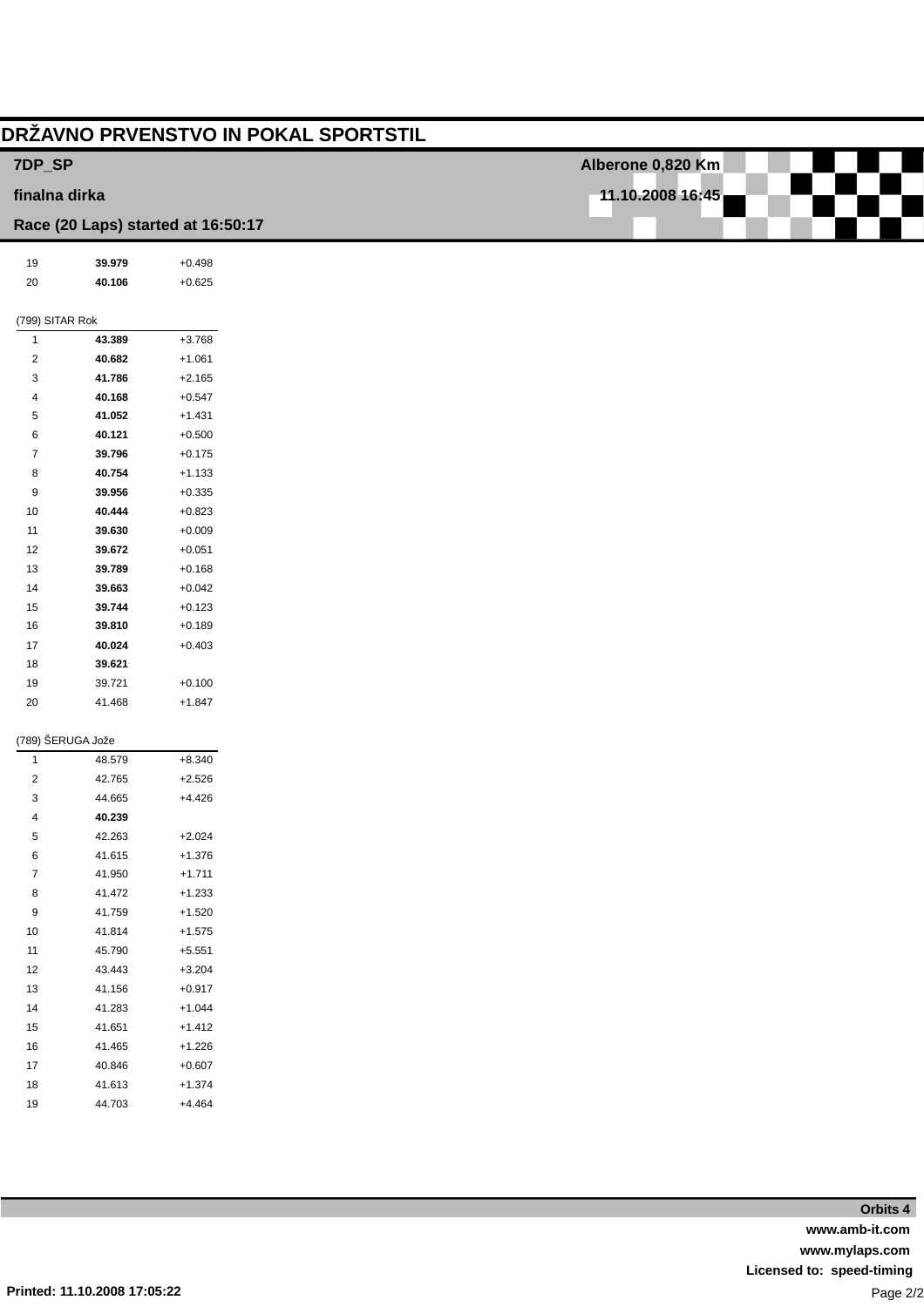# DRŽAVNO PRVENSTVO IN POKAL SPORTSTIL

**7DP_SP** — **Alberone 0,820 Km**

**finalna dirka** — **11.10.2008 16:45**

**Race (20 Laps) started at 16:50:17**

| | | |
|---|---|---|
| 19 | **39.979** | +0.498 |
| 20 | **40.106** | +0.625 |

(799) SITAR Rok

| | | |
|---|---|---|
| 1 | **43.389** | +3.768 |
| 2 | **40.682** | +1.061 |
| 3 | **41.786** | +2.165 |
| 4 | **40.168** | +0.547 |
| 5 | **41.052** | +1.431 |
| 6 | **40.121** | +0.500 |
| 7 | **39.796** | +0.175 |
| 8 | **40.754** | +1.133 |
| 9 | **39.956** | +0.335 |
| 10 | **40.444** | +0.823 |
| 11 | **39.630** | +0.009 |
| 12 | **39.672** | +0.051 |
| 13 | **39.789** | +0.168 |
| 14 | **39.663** | +0.042 |
| 15 | **39.744** | +0.123 |
| 16 | **39.810** | +0.189 |
| 17 | **40.024** | +0.403 |
| 18 | **39.621** | |
| 19 | 39.721 | +0.100 |
| 20 | 41.468 | +1.847 |

(789) ŠERUGA Jože

| | | |
|---|---|---|
| 1 | 48.579 | +8.340 |
| 2 | 42.765 | +2.526 |
| 3 | 44.665 | +4.426 |
| 4 | **40.239** | |
| 5 | 42.263 | +2.024 |
| 6 | 41.615 | +1.376 |
| 7 | 41.950 | +1.711 |
| 8 | 41.472 | +1.233 |
| 9 | 41.759 | +1.520 |
| 10 | 41.814 | +1.575 |
| 11 | 45.790 | +5.551 |
| 12 | 43.443 | +3.204 |
| 13 | 41.156 | +0.917 |
| 14 | 41.283 | +1.044 |
| 15 | 41.651 | +1.412 |
| 16 | 41.465 | +1.226 |
| 17 | 40.846 | +0.607 |
| 18 | 41.613 | +1.374 |
| 19 | 44.703 | +4.464 |

**Orbits 4**
**www.amb-it.com**
**www.mylaps.com**
**Licensed to: speed-timing**

**Printed: 11.10.2008 17:05:22**